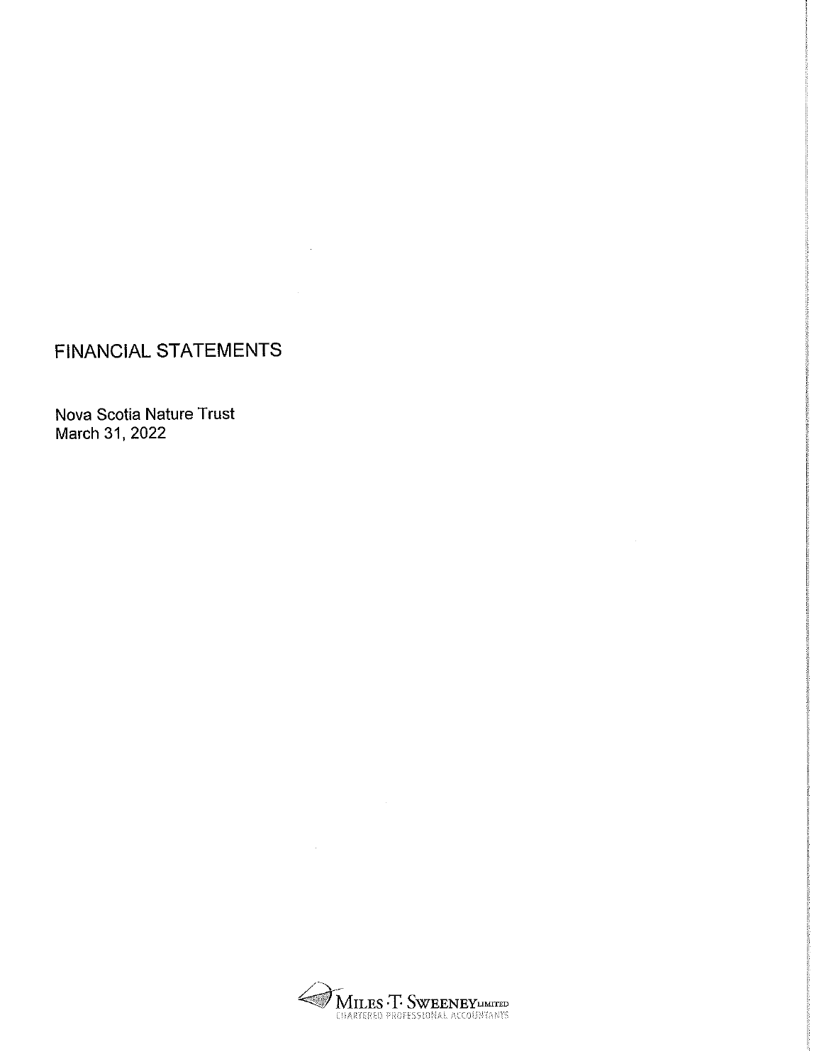# FINANCIAL STATEMENTS

Nova Scotia Nature Trust
March 31, 2022

MILES · T · SWEENEY LIMITED
CHARTERED PROFESSIONAL ACCOUNTANTS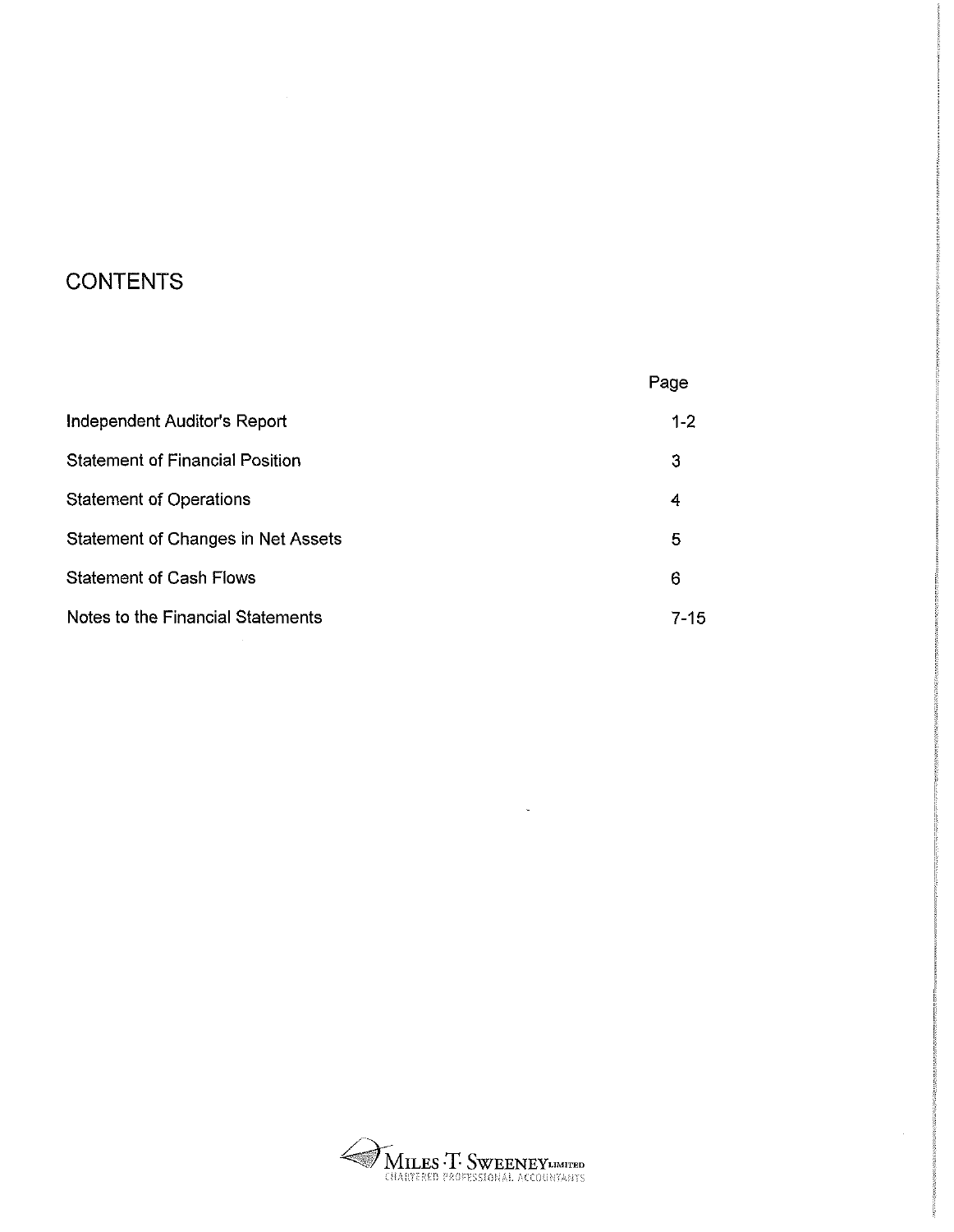# CONTENTS

| | Page |
|---|---|
| Independent Auditor's Report | 1-2 |
| Statement of Financial Position | 3 |
| Statement of Operations | 4 |
| Statement of Changes in Net Assets | 5 |
| Statement of Cash Flows | 6 |
| Notes to the Financial Statements | 7-15 |

MILES ·T· SWEENEY LIMITED
CHARTERED PROFESSIONAL ACCOUNTANTS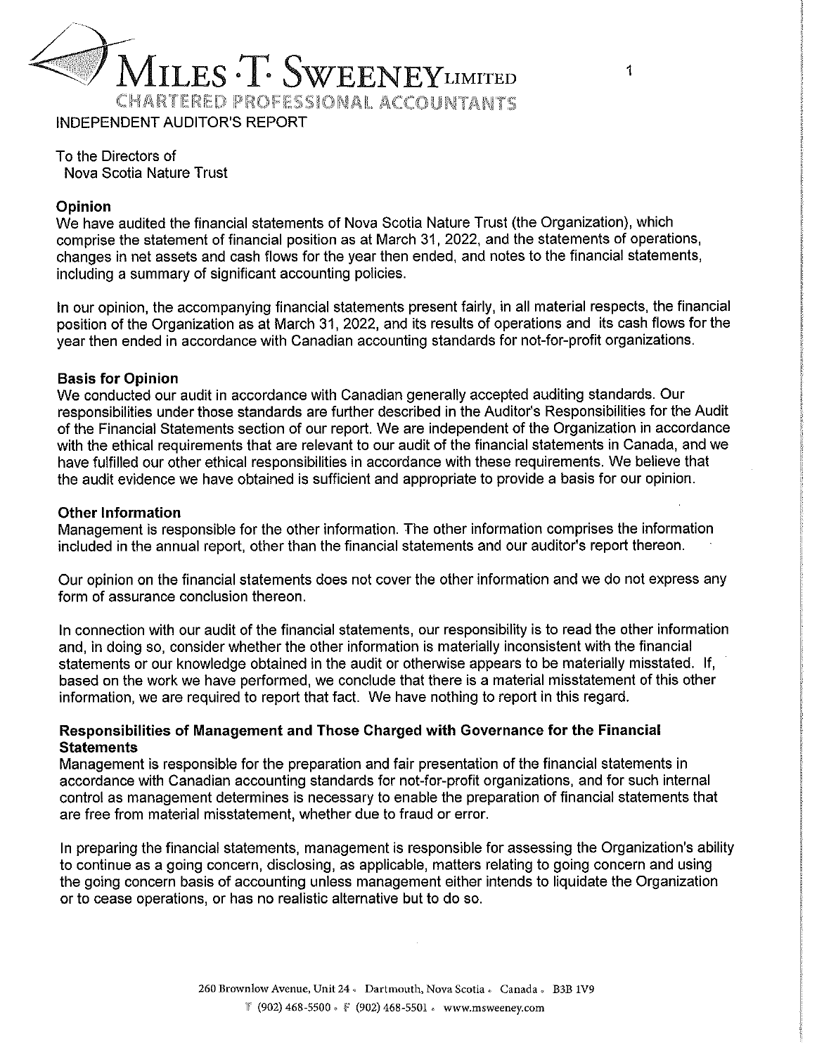# MILES · T · SWEENEY LIMITED

CHARTERED PROFESSIONAL ACCOUNTANTS

INDEPENDENT AUDITOR'S REPORT

To the Directors of
Nova Scotia Nature Trust

**Opinion**

We have audited the financial statements of Nova Scotia Nature Trust (the Organization), which comprise the statement of financial position as at March 31, 2022, and the statements of operations, changes in net assets and cash flows for the year then ended, and notes to the financial statements, including a summary of significant accounting policies.

In our opinion, the accompanying financial statements present fairly, in all material respects, the financial position of the Organization as at March 31, 2022, and its results of operations and its cash flows for the year then ended in accordance with Canadian accounting standards for not-for-profit organizations.

**Basis for Opinion**

We conducted our audit in accordance with Canadian generally accepted auditing standards. Our responsibilities under those standards are further described in the Auditor's Responsibilities for the Audit of the Financial Statements section of our report. We are independent of the Organization in accordance with the ethical requirements that are relevant to our audit of the financial statements in Canada, and we have fulfilled our other ethical responsibilities in accordance with these requirements. We believe that the audit evidence we have obtained is sufficient and appropriate to provide a basis for our opinion.

**Other Information**

Management is responsible for the other information. The other information comprises the information included in the annual report, other than the financial statements and our auditor's report thereon.

Our opinion on the financial statements does not cover the other information and we do not express any form of assurance conclusion thereon.

In connection with our audit of the financial statements, our responsibility is to read the other information and, in doing so, consider whether the other information is materially inconsistent with the financial statements or our knowledge obtained in the audit or otherwise appears to be materially misstated. If, based on the work we have performed, we conclude that there is a material misstatement of this other information, we are required to report that fact. We have nothing to report in this regard.

**Responsibilities of Management and Those Charged with Governance for the Financial Statements**

Management is responsible for the preparation and fair presentation of the financial statements in accordance with Canadian accounting standards for not-for-profit organizations, and for such internal control as management determines is necessary to enable the preparation of financial statements that are free from material misstatement, whether due to fraud or error.

In preparing the financial statements, management is responsible for assessing the Organization's ability to continue as a going concern, disclosing, as applicable, matters relating to going concern and using the going concern basis of accounting unless management either intends to liquidate the Organization or to cease operations, or has no realistic alternative but to do so.

260 Brownlow Avenue, Unit 24 · Dartmouth, Nova Scotia · Canada · B3B 1V9
T (902) 468-5500 · F (902) 468-5501 · www.msweeney.com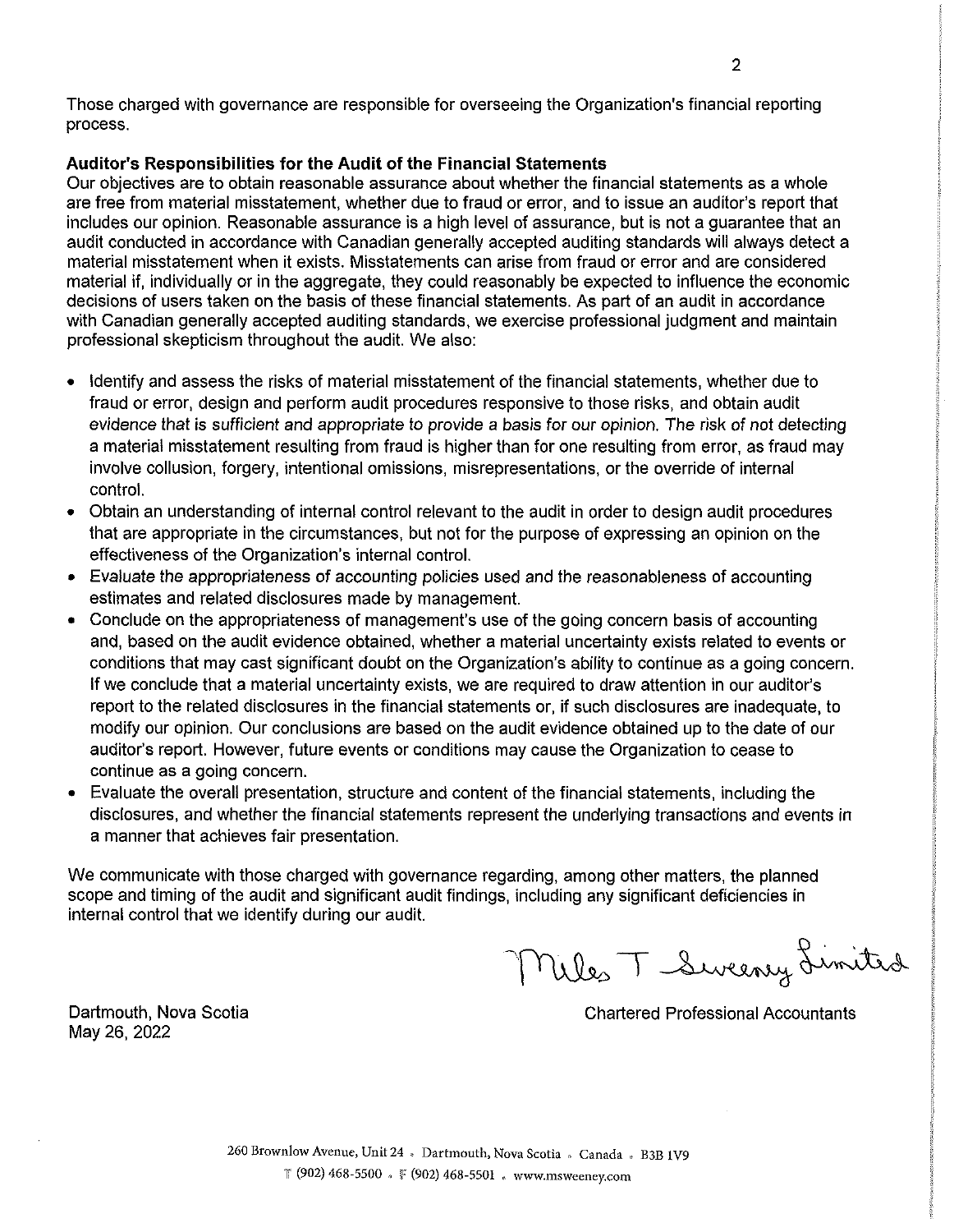Those charged with governance are responsible for overseeing the Organization's financial reporting process.

**Auditor's Responsibilities for the Audit of the Financial Statements**

Our objectives are to obtain reasonable assurance about whether the financial statements as a whole are free from material misstatement, whether due to fraud or error, and to issue an auditor's report that includes our opinion. Reasonable assurance is a high level of assurance, but is not a guarantee that an audit conducted in accordance with Canadian generally accepted auditing standards will always detect a material misstatement when it exists. Misstatements can arise from fraud or error and are considered material if, individually or in the aggregate, they could reasonably be expected to influence the economic decisions of users taken on the basis of these financial statements. As part of an audit in accordance with Canadian generally accepted auditing standards, we exercise professional judgment and maintain professional skepticism throughout the audit. We also:

- Identify and assess the risks of material misstatement of the financial statements, whether due to fraud or error, design and perform audit procedures responsive to those risks, and obtain audit evidence that is sufficient and appropriate to provide a basis for our opinion. The risk of not detecting a material misstatement resulting from fraud is higher than for one resulting from error, as fraud may involve collusion, forgery, intentional omissions, misrepresentations, or the override of internal control.
- Obtain an understanding of internal control relevant to the audit in order to design audit procedures that are appropriate in the circumstances, but not for the purpose of expressing an opinion on the effectiveness of the Organization's internal control.
- Evaluate the appropriateness of accounting policies used and the reasonableness of accounting estimates and related disclosures made by management.
- Conclude on the appropriateness of management's use of the going concern basis of accounting and, based on the audit evidence obtained, whether a material uncertainty exists related to events or conditions that may cast significant doubt on the Organization's ability to continue as a going concern. If we conclude that a material uncertainty exists, we are required to draw attention in our auditor's report to the related disclosures in the financial statements or, if such disclosures are inadequate, to modify our opinion. Our conclusions are based on the audit evidence obtained up to the date of our auditor's report. However, future events or conditions may cause the Organization to cease to continue as a going concern.
- Evaluate the overall presentation, structure and content of the financial statements, including the disclosures, and whether the financial statements represent the underlying transactions and events in a manner that achieves fair presentation.

We communicate with those charged with governance regarding, among other matters, the planned scope and timing of the audit and significant audit findings, including any significant deficiencies in internal control that we identify during our audit.

Miles T Sweeney Limited

Chartered Professional Accountants

Dartmouth, Nova Scotia
May 26, 2022

260 Brownlow Avenue, Unit 24 . Dartmouth, Nova Scotia . Canada . B3B 1V9
T (902) 468-5500 . F (902) 468-5501 . www.msweeney.com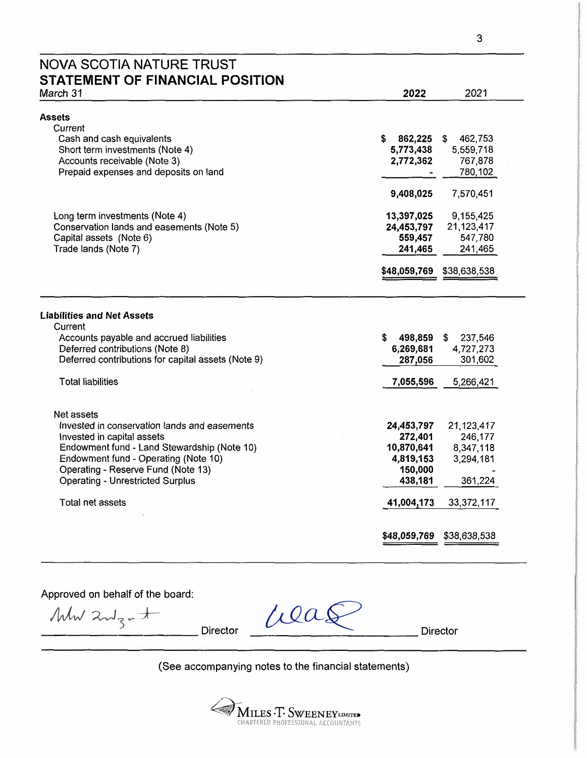# NOVA SCOTIA NATURE TRUST

## STATEMENT OF FINANCIAL POSITION

March 31

| | 2022 | 2021 |
|---|---|---|
| **Assets** | | |
| *Current* | | |
| Cash and cash equivalents | $ 862,225 | $ 462,753 |
| Short term investments (Note 4) | 5,773,438 | 5,559,718 |
| Accounts receivable (Note 3) | 2,772,362 | 767,878 |
| Prepaid expenses and deposits on land | - | 780,102 |
| | 9,408,025 | 7,570,451 |
| Long term investments (Note 4) | 13,397,025 | 9,155,425 |
| Conservation lands and easements (Note 5) | 24,453,797 | 21,123,417 |
| Capital assets (Note 6) | 559,457 | 547,780 |
| Trade lands (Note 7) | 241,465 | 241,465 |
| | $48,059,769 | $38,638,538 |
| **Liabilities and Net Assets** | | |
| *Current* | | |
| Accounts payable and accrued liabilities | $ 498,859 | $ 237,546 |
| Deferred contributions (Note 8) | 6,269,681 | 4,727,273 |
| Deferred contributions for capital assets (Note 9) | 287,056 | 301,602 |
| Total liabilities | 7,055,596 | 5,266,421 |
| Net assets | | |
| Invested in conservation lands and easements | 24,453,797 | 21,123,417 |
| Invested in capital assets | 272,401 | 246,177 |
| Endowment fund - Land Stewardship (Note 10) | 10,870,641 | 8,347,118 |
| Endowment fund - Operating (Note 10) | 4,819,153 | 3,294,181 |
| Operating - Reserve Fund (Note 13) | 150,000 | - |
| Operating - Unrestricted Surplus | 438,181 | 361,224 |
| Total net assets | 41,004,173 | 33,372,117 |
| | $48,059,769 | $38,638,538 |

Approved on behalf of the board:

_______________ Director _______________ Director

(See accompanying notes to the financial statements)

MILES T. SWEENEY LIMITED
CHARTERED PROFESSIONAL ACCOUNTANTS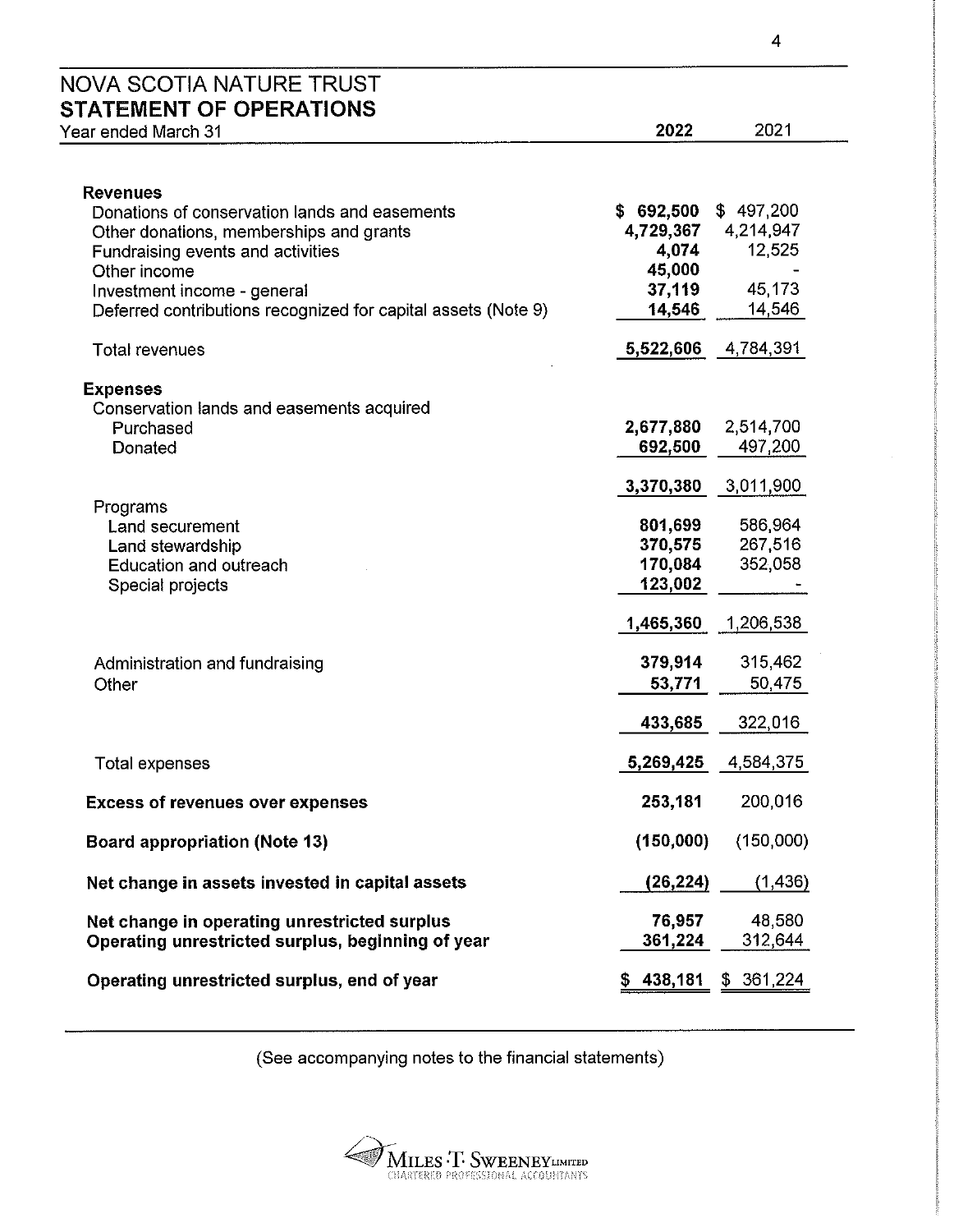# NOVA SCOTIA NATURE TRUST

## STATEMENT OF OPERATIONS

| Year ended March 31 | 2022 | 2021 |
|---|---|---|
| **Revenues** | | |
| Donations of conservation lands and easements | $ 692,500 | $ 497,200 |
| Other donations, memberships and grants | 4,729,367 | 4,214,947 |
| Fundraising events and activities | 4,074 | 12,525 |
| Other income | 45,000 | - |
| Investment income - general | 37,119 | 45,173 |
| Deferred contributions recognized for capital assets (Note 9) | 14,546 | 14,546 |
| Total revenues | 5,522,606 | 4,784,391 |
| **Expenses** | | |
| Conservation lands and easements acquired | | |
| Purchased | 2,677,880 | 2,514,700 |
| Donated | 692,500 | 497,200 |
| | 3,370,380 | 3,011,900 |
| Programs | | |
| Land securement | 801,699 | 586,964 |
| Land stewardship | 370,575 | 267,516 |
| Education and outreach | 170,084 | 352,058 |
| Special projects | 123,002 | - |
| | 1,465,360 | 1,206,538 |
| Administration and fundraising | 379,914 | 315,462 |
| Other | 53,771 | 50,475 |
| | 433,685 | 322,016 |
| Total expenses | 5,269,425 | 4,584,375 |
| **Excess of revenues over expenses** | 253,181 | 200,016 |
| **Board appropriation (Note 13)** | (150,000) | (150,000) |
| **Net change in assets invested in capital assets** | (26,224) | (1,436) |
| **Net change in operating unrestricted surplus** | 76,957 | 48,580 |
| **Operating unrestricted surplus, beginning of year** | 361,224 | 312,644 |
| **Operating unrestricted surplus, end of year** | $ 438,181 | $ 361,224 |

(See accompanying notes to the financial statements)

MILES · T · SWEENEY LIMITED
CHARTERED PROFESSIONAL ACCOUNTANTS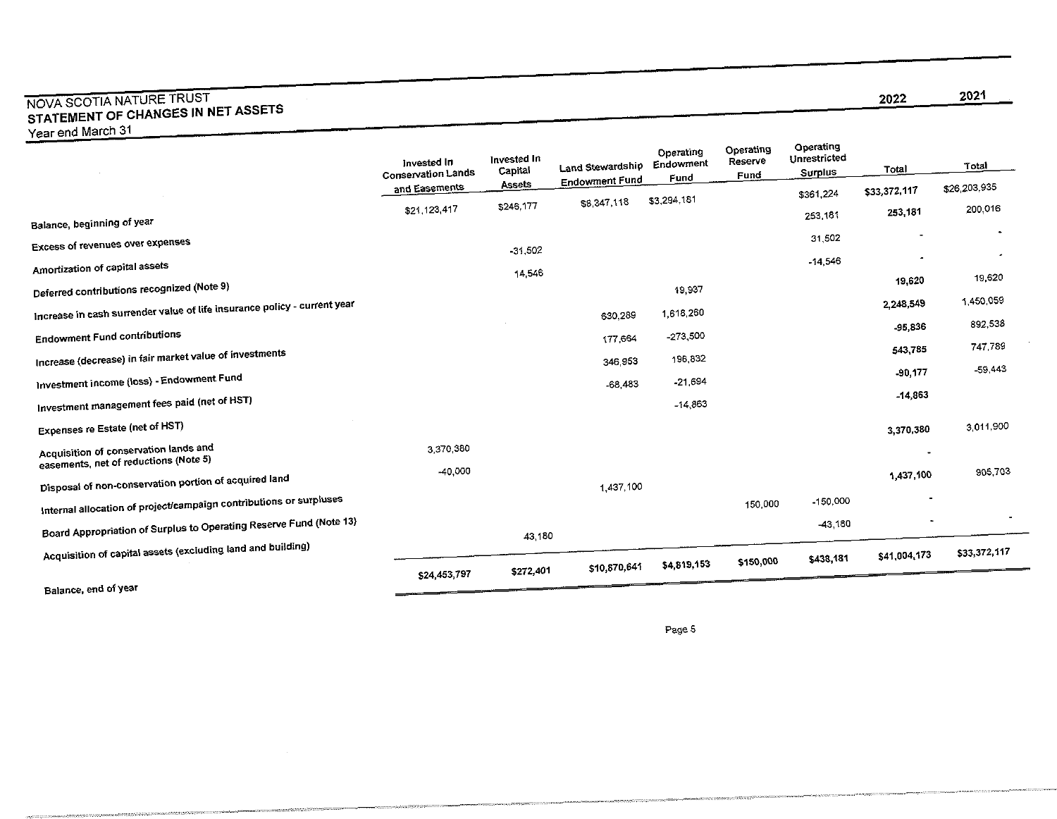# NOVA SCOTIA NATURE TRUST

## STATEMENT OF CHANGES IN NET ASSETS

Year end March 31

| | Invested In Conservation Lands and Easements | Invested In Capital Assets | Land Stewardship Endowment Fund | Operating Endowment Fund | Operating Reserve Fund | Operating Unrestricted Surplus | 2022 Total | 2021 Total |
|---|---|---|---|---|---|---|---|---|
| Balance, beginning of year | $21,123,417 | $246,177 | $8,347,118 | $3,294,181 | | $361,224 | $33,372,117 | $26,203,935 |
| Excess of revenues over expenses | | | | | | 253,181 | 253,181 | 200,016 |
| Amortization of capital assets | | -31,502 | | | | 31,502 | - | - |
| Deferred contributions recognized (Note 9) | | 14,546 | | | | -14,546 | - | - |
| Increase in cash surrender value of life insurance policy - current year | | | | 19,937 | | | 19,620 | 19,620 |
| Endowment Fund contributions | | | 630,289 | 1,618,260 | | | 2,248,549 | 1,450,059 |
| Increase (decrease) in fair market value of investments | | | 177,664 | -273,500 | | | -95,836 | 892,538 |
| Investment income (loss) - Endowment Fund | | | 346,953 | 196,832 | | | 543,785 | 747,789 |
| Investment management fees paid (net of HST) | | | -68,483 | -21,694 | | | -90,177 | -59,443 |
| Expenses re Estate (net of HST) | | | | -14,863 | | | -14,863 | |
| Acquisition of conservation lands and easements, net of reductions (Note 5) | 3,370,380 | | | | | | 3,370,380 | 3,011,900 |
| Disposal of non-conservation portion of acquired land | -40,000 | | | | | | - | |
| Internal allocation of project/campaign contributions or surpluses | | | 1,437,100 | | | | 1,437,100 | 905,703 |
| Board Appropriation of Surplus to Operating Reserve Fund (Note 13) | | | | | 150,000 | -150,000 | - | - |
| Acquisition of capital assets (excluding land and building) | | 43,180 | | | | -43,180 | - | - |
| Balance, end of year | $24,453,797 | $272,401 | $10,870,641 | $4,819,153 | $150,000 | $438,181 | $41,004,173 | $33,372,117 |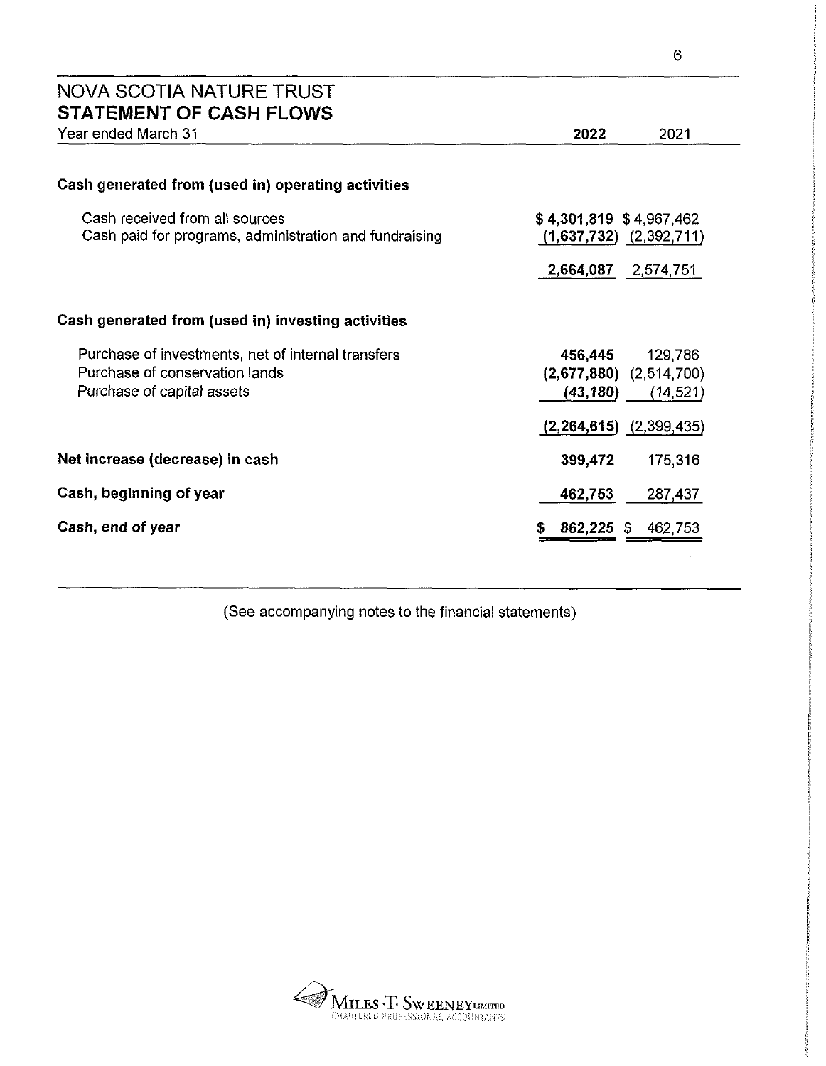# NOVA SCOTIA NATURE TRUST

## STATEMENT OF CASH FLOWS

| Year ended March 31 | 2022 | 2021 |
|---|---|---|
| **Cash generated from (used in) operating activities** | | |
| Cash received from all sources | **$ 4,301,819** | $ 4,967,462 |
| Cash paid for programs, administration and fundraising | **(1,637,732)** | (2,392,711) |
| | **2,664,087** | 2,574,751 |
| **Cash generated from (used in) investing activities** | | |
| Purchase of investments, net of internal transfers | **456,445** | 129,786 |
| Purchase of conservation lands | **(2,677,880)** | (2,514,700) |
| *Purchase of capital assets* | ***(43,180)*** | *(14,521)* |
| | **(2,264,615)** | (2,399,435) |
| **Net increase (decrease) in cash** | **399,472** | 175,316 |
| **Cash, beginning of year** | **462,753** | 287,437 |
| ***Cash, end of year*** | **$ 862,225** | $ 462,753 |

(See accompanying notes to the financial statements)

MILES ·T· SWEENEY LIMITED
CHARTERED PROFESSIONAL ACCOUNTANTS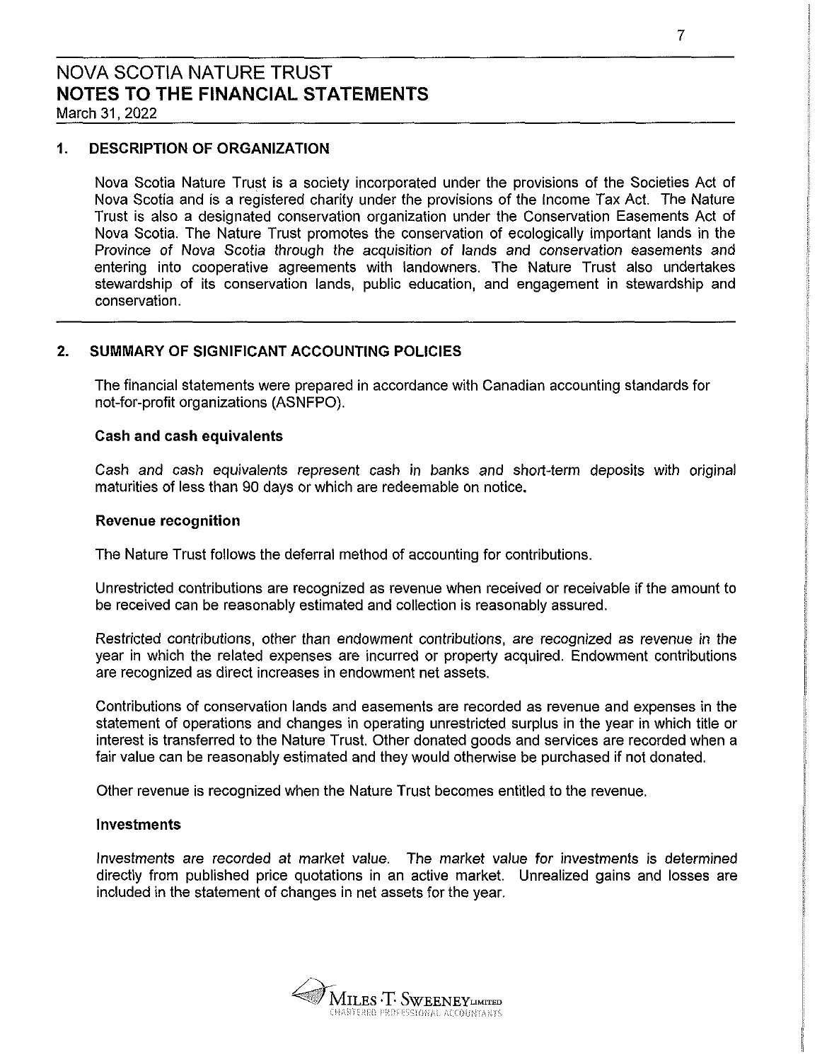# NOVA SCOTIA NATURE TRUST
## NOTES TO THE FINANCIAL STATEMENTS
March 31, 2022

### 1. DESCRIPTION OF ORGANIZATION

Nova Scotia Nature Trust is a society incorporated under the provisions of the Societies Act of Nova Scotia and is a registered charity under the provisions of the Income Tax Act. The Nature Trust is also a designated conservation organization under the Conservation Easements Act of Nova Scotia. The Nature Trust promotes the conservation of ecologically important lands in the Province of Nova Scotia through the acquisition of lands and conservation easements and entering into cooperative agreements with landowners. The Nature Trust also undertakes stewardship of its conservation lands, public education, and engagement in stewardship and conservation.

### 2. SUMMARY OF SIGNIFICANT ACCOUNTING POLICIES

The financial statements were prepared in accordance with Canadian accounting standards for not-for-profit organizations (ASNFPO).

**Cash and cash equivalents**

Cash and cash equivalents represent cash in banks and short-term deposits with original maturities of less than 90 days or which are redeemable on notice.

**Revenue recognition**

The Nature Trust follows the deferral method of accounting for contributions.

Unrestricted contributions are recognized as revenue when received or receivable if the amount to be received can be reasonably estimated and collection is reasonably assured.

Restricted contributions, other than endowment contributions, are recognized as revenue in the year in which the related expenses are incurred or property acquired. Endowment contributions are recognized as direct increases in endowment net assets.

Contributions of conservation lands and easements are recorded as revenue and expenses in the statement of operations and changes in operating unrestricted surplus in the year in which title or interest is transferred to the Nature Trust. Other donated goods and services are recorded when a fair value can be reasonably estimated and they would otherwise be purchased if not donated.

Other revenue is recognized when the Nature Trust becomes entitled to the revenue.

**Investments**

Investments are recorded at market value. The market value for investments is determined directly from published price quotations in an active market. Unrealized gains and losses are included in the statement of changes in net assets for the year.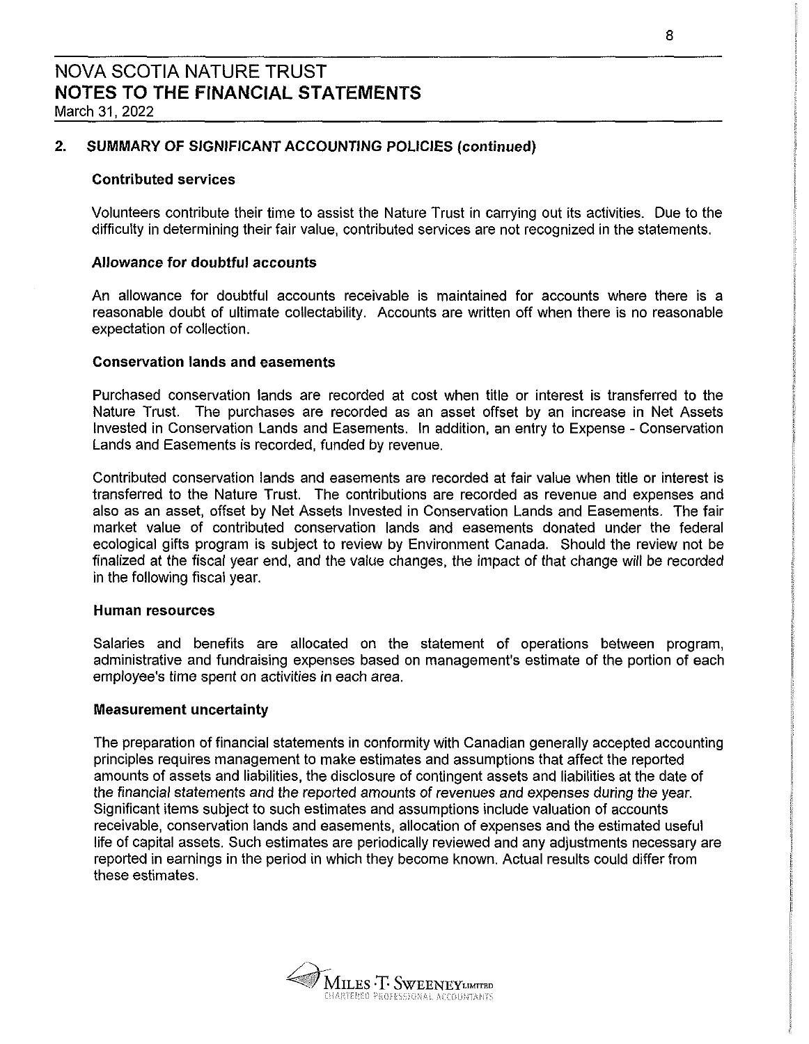# NOVA SCOTIA NATURE TRUST
## NOTES TO THE FINANCIAL STATEMENTS
March 31, 2022

### 2. SUMMARY OF SIGNIFICANT ACCOUNTING POLICIES (continued)

**Contributed services**

Volunteers contribute their time to assist the Nature Trust in carrying out its activities. Due to the difficulty in determining their fair value, contributed services are not recognized in the statements.

**Allowance for doubtful accounts**

An allowance for doubtful accounts receivable is maintained for accounts where there is a reasonable doubt of ultimate collectability. Accounts are written off when there is no reasonable expectation of collection.

**Conservation lands and easements**

Purchased conservation lands are recorded at cost when title or interest is transferred to the Nature Trust. The purchases are recorded as an asset offset by an increase in Net Assets Invested in Conservation Lands and Easements. In addition, an entry to Expense - Conservation Lands and Easements is recorded, funded by revenue.

Contributed conservation lands and easements are recorded at fair value when title or interest is transferred to the Nature Trust. The contributions are recorded as revenue and expenses and also as an asset, offset by Net Assets Invested in Conservation Lands and Easements. The fair market value of contributed conservation lands and easements donated under the federal ecological gifts program is subject to review by Environment Canada. Should the review not be finalized at the fiscal year end, and the value changes, the impact of that change will be recorded in the following fiscal year.

**Human resources**

Salaries and benefits are allocated on the statement of operations between program, administrative and fundraising expenses based on management's estimate of the portion of each employee's time spent on activities in each area.

**Measurement uncertainty**

The preparation of financial statements in conformity with Canadian generally accepted accounting principles requires management to make estimates and assumptions that affect the reported amounts of assets and liabilities, the disclosure of contingent assets and liabilities at the date of the financial statements and the reported amounts of revenues and expenses during the year. Significant items subject to such estimates and assumptions include valuation of accounts receivable, conservation lands and easements, allocation of expenses and the estimated useful life of capital assets. Such estimates are periodically reviewed and any adjustments necessary are reported in earnings in the period in which they become known. Actual results could differ from these estimates.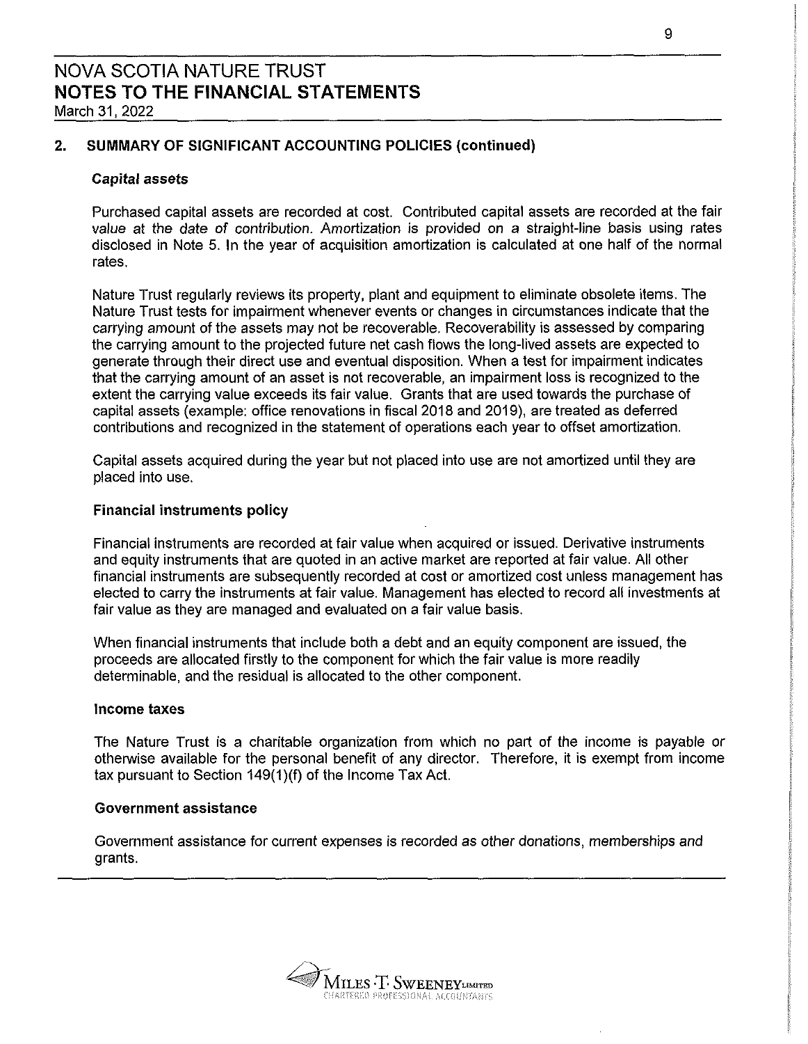# NOVA SCOTIA NATURE TRUST
## NOTES TO THE FINANCIAL STATEMENTS
March 31, 2022

### 2. SUMMARY OF SIGNIFICANT ACCOUNTING POLICIES (continued)

***Capital assets***

Purchased capital assets are recorded at cost. Contributed capital assets are recorded at the fair value at the date of contribution. Amortization is provided on a straight-line basis using rates disclosed in Note 5. In the year of acquisition amortization is calculated at one half of the normal rates.

Nature Trust regularly reviews its property, plant and equipment to eliminate obsolete items. The Nature Trust tests for impairment whenever events or changes in circumstances indicate that the carrying amount of the assets may not be recoverable. Recoverability is assessed by comparing the carrying amount to the projected future net cash flows the long-lived assets are expected to generate through their direct use and eventual disposition. When a test for impairment indicates that the carrying amount of an asset is not recoverable, an impairment loss is recognized to the extent the carrying value exceeds its fair value. Grants that are used towards the purchase of capital assets (example: office renovations in fiscal 2018 and 2019), are treated as deferred contributions and recognized in the statement of operations each year to offset amortization.

Capital assets acquired during the year but not placed into use are not amortized until they are placed into use.

**Financial instruments policy**

Financial instruments are recorded at fair value when acquired or issued. Derivative instruments and equity instruments that are quoted in an active market are reported at fair value. All other financial instruments are subsequently recorded at cost or amortized cost unless management has elected to carry the instruments at fair value. Management has elected to record all investments at fair value as they are managed and evaluated on a fair value basis.

When financial instruments that include both a debt and an equity component are issued, the proceeds are allocated firstly to the component for which the fair value is more readily determinable, and the residual is allocated to the other component.

**Income taxes**

The Nature Trust is a charitable organization from which no part of the income is payable or otherwise available for the personal benefit of any director. Therefore, it is exempt from income tax pursuant to Section 149(1)(f) of the Income Tax Act.

**Government assistance**

Government assistance for current expenses is recorded as other donations, memberships and grants.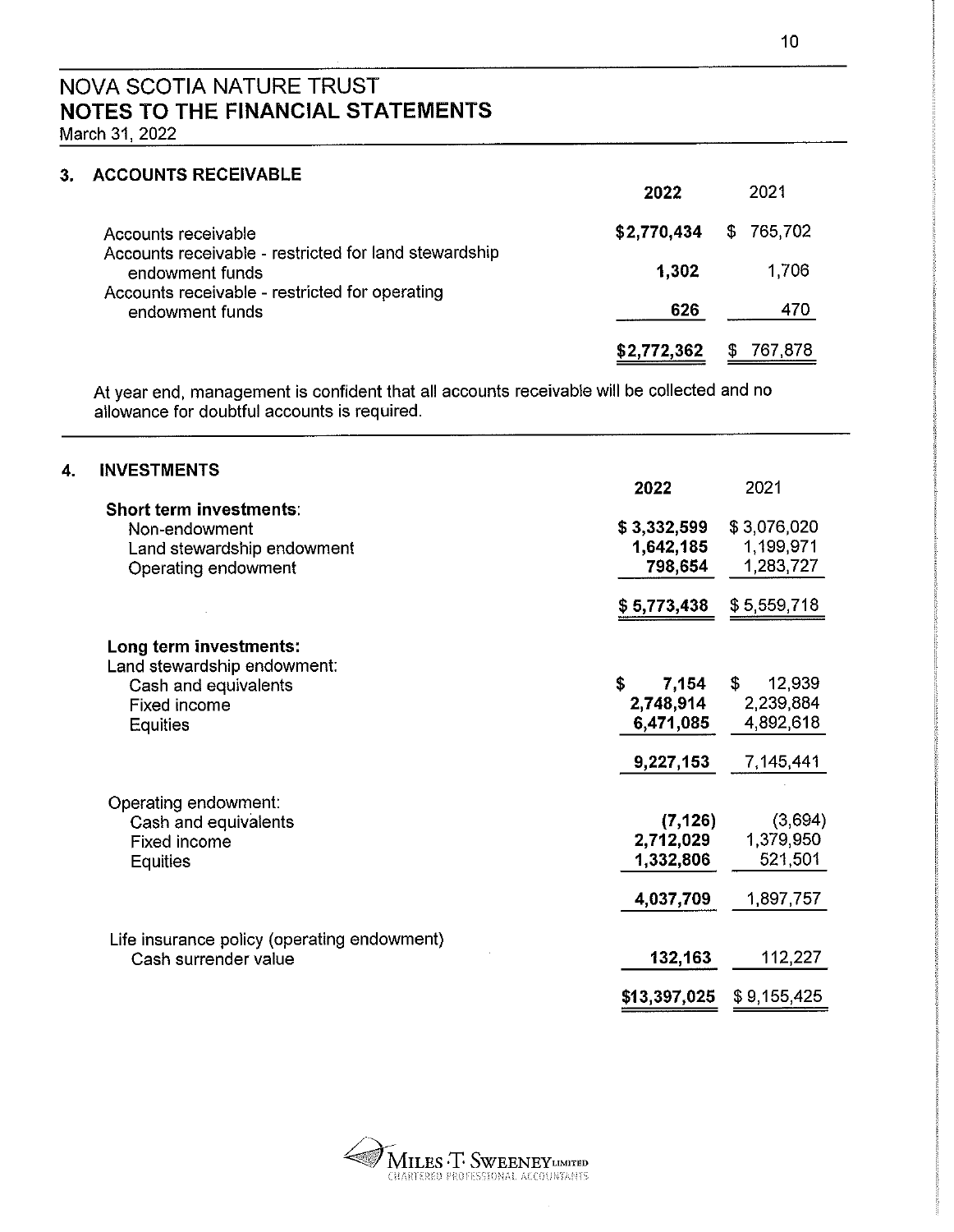# NOVA SCOTIA NATURE TRUST
## NOTES TO THE FINANCIAL STATEMENTS
March 31, 2022

### 3. ACCOUNTS RECEIVABLE

| | 2022 | 2021 |
|---|---|---|
| Accounts receivable | $2,770,434 | $ 765,702 |
| Accounts receivable - restricted for land stewardship endowment funds | 1,302 | 1,706 |
| Accounts receivable - restricted for operating endowment funds | 626 | 470 |
| | $2,772,362 | $ 767,878 |

At year end, management is confident that all accounts receivable will be collected and no allowance for doubtful accounts is required.

### 4. INVESTMENTS

| | 2022 | 2021 |
|---|---|---|
| **Short term investments:** | | |
| Non-endowment | $ 3,332,599 | $ 3,076,020 |
| Land stewardship endowment | 1,642,185 | 1,199,971 |
| Operating endowment | 798,654 | 1,283,727 |
| | $ 5,773,438 | $ 5,559,718 |
| **Long term investments:** | | |
| Land stewardship endowment: | | |
| Cash and equivalents | $ 7,154 | $ 12,939 |
| Fixed income | 2,748,914 | 2,239,884 |
| Equities | 6,471,085 | 4,892,618 |
| | 9,227,153 | 7,145,441 |
| Operating endowment: | | |
| Cash and equivalents | (7,126) | (3,694) |
| Fixed income | 2,712,029 | 1,379,950 |
| Equities | 1,332,806 | 521,501 |
| | 4,037,709 | 1,897,757 |
| Life insurance policy (operating endowment) | | |
| Cash surrender value | 132,163 | 112,227 |
| | $13,397,025 | $ 9,155,425 |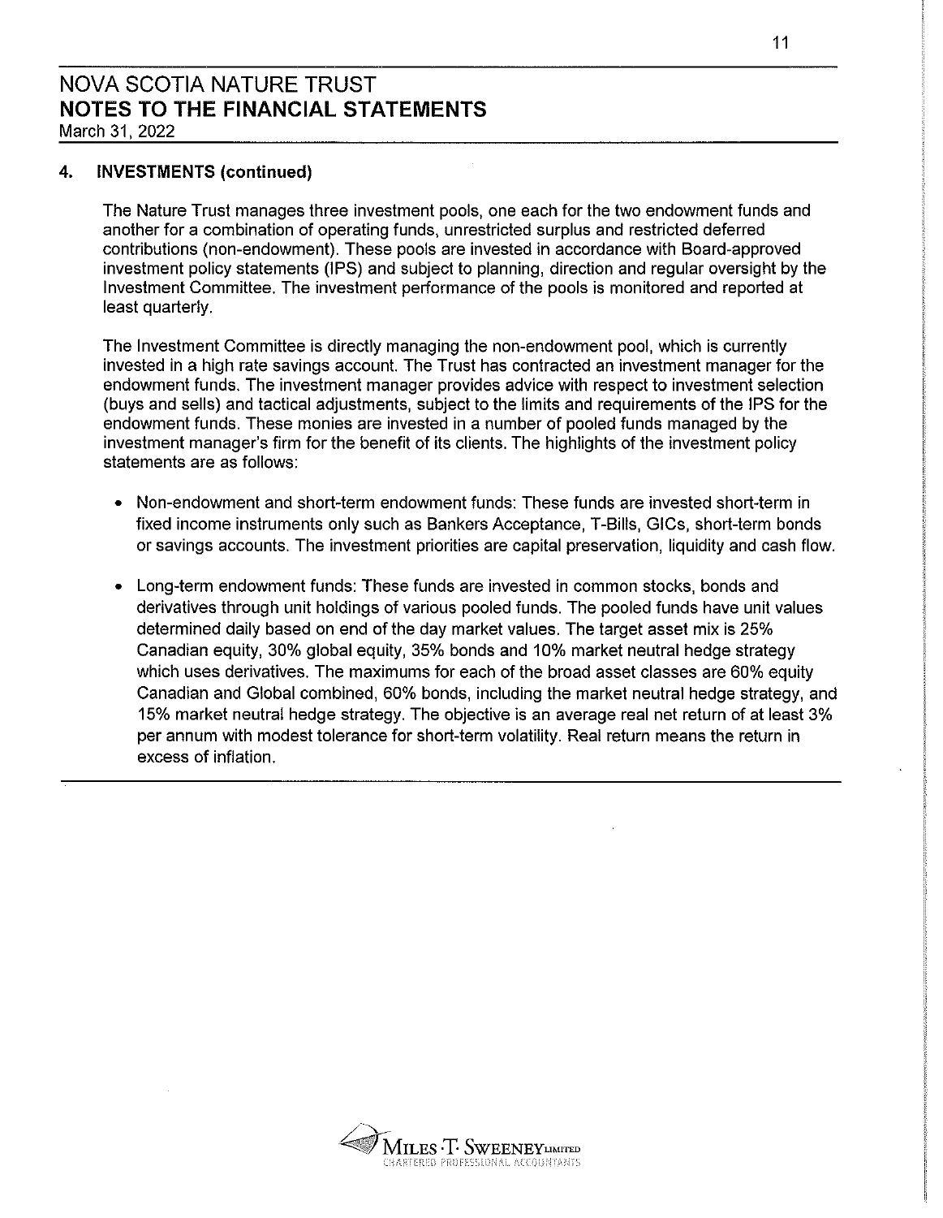# NOVA SCOTIA NATURE TRUST
## NOTES TO THE FINANCIAL STATEMENTS
March 31, 2022

### 4. INVESTMENTS (continued)

The Nature Trust manages three investment pools, one each for the two endowment funds and another for a combination of operating funds, unrestricted surplus and restricted deferred contributions (non-endowment). These pools are invested in accordance with Board-approved investment policy statements (IPS) and subject to planning, direction and regular oversight by the Investment Committee. The investment performance of the pools is monitored and reported at least quarterly.

The Investment Committee is directly managing the non-endowment pool, which is currently invested in a high rate savings account. The Trust has contracted an investment manager for the endowment funds. The investment manager provides advice with respect to investment selection (buys and sells) and tactical adjustments, subject to the limits and requirements of the IPS for the endowment funds. These monies are invested in a number of pooled funds managed by the investment manager's firm for the benefit of its clients. The highlights of the investment policy statements are as follows:

- Non-endowment and short-term endowment funds: These funds are invested short-term in fixed income instruments only such as Bankers Acceptance, T-Bills, GICs, short-term bonds or savings accounts. The investment priorities are capital preservation, liquidity and cash flow.
- Long-term endowment funds: These funds are invested in common stocks, bonds and derivatives through unit holdings of various pooled funds. The pooled funds have unit values determined daily based on end of the day market values. The target asset mix is 25% Canadian equity, 30% global equity, 35% bonds and 10% market neutral hedge strategy which uses derivatives. The maximums for each of the broad asset classes are 60% equity Canadian and Global combined, 60% bonds, including the market neutral hedge strategy, and 15% market neutral hedge strategy. The objective is an average real net return of at least 3% per annum with modest tolerance for short-term volatility. Real return means the return in excess of inflation.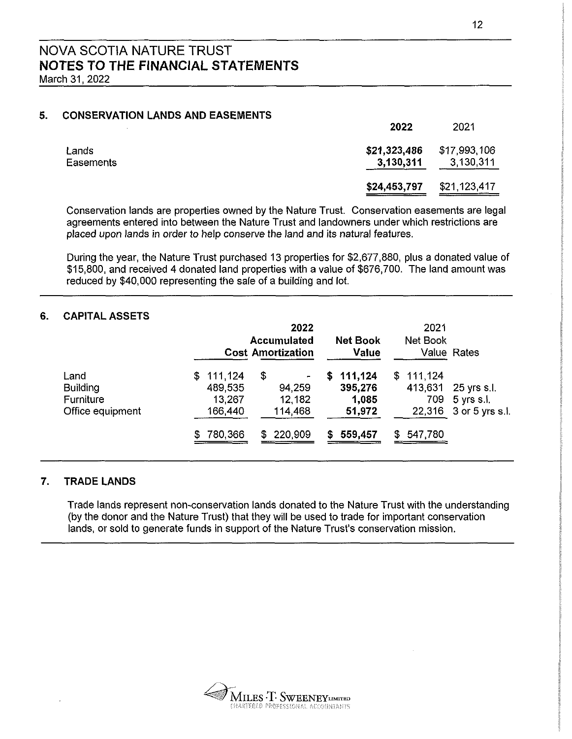# NOVA SCOTIA NATURE TRUST
## NOTES TO THE FINANCIAL STATEMENTS
March 31, 2022

### 5. CONSERVATION LANDS AND EASEMENTS

| | 2022 | 2021 |
|---|---|---|
| Lands | **$21,323,486** | $17,993,106 |
| Easements | **3,130,311** | 3,130,311 |
| | **$24,453,797** | $21,123,417 |

Conservation lands are properties owned by the Nature Trust. Conservation easements are legal agreements entered into between the Nature Trust and landowners under which restrictions are placed upon lands in order to help conserve the land and its natural features.

During the year, the Nature Trust purchased 13 properties for $2,677,880, plus a donated value of $15,800, and received 4 donated land properties with a value of $676,700. The land amount was reduced by $40,000 representing the sale of a building and lot.

### 6. CAPITAL ASSETS

| | 2022 | | | 2021 | |
|---|---|---|---|---|---|
| | Cost | Accumulated Amortization | Net Book Value | Net Book Value | Rates |
| Land | $ 111,124 | $ - | **$ 111,124** | $ 111,124 | |
| Building | 489,535 | 94,259 | **395,276** | 413,631 | 25 yrs s.l. |
| Furniture | 13,267 | 12,182 | **1,085** | 709 | 5 yrs s.l. |
| Office equipment | 166,440 | 114,468 | **51,972** | 22,316 | 3 or 5 yrs s.l. |
| | $ 780,366 | $ 220,909 | **$ 559,457** | $ 547,780 | |

### 7. TRADE LANDS

Trade lands represent non-conservation lands donated to the Nature Trust with the understanding (by the donor and the Nature Trust) that they will be used to trade for important conservation lands, or sold to generate funds in support of the Nature Trust's conservation mission.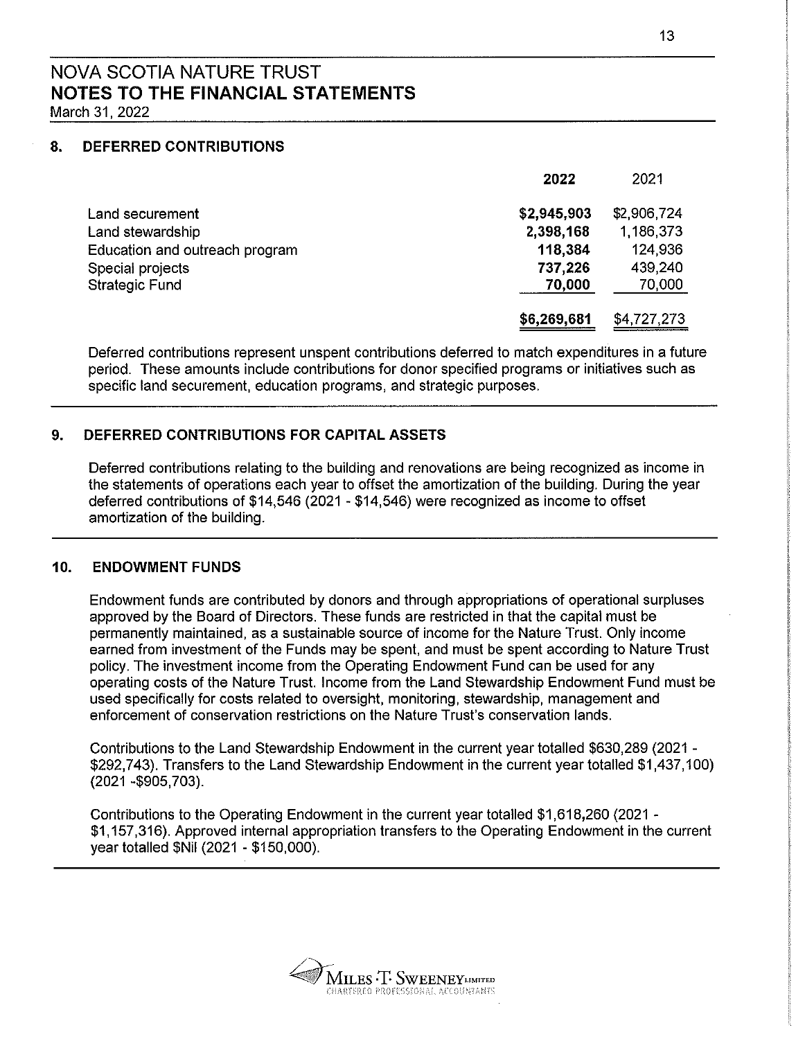# NOVA SCOTIA NATURE TRUST
## NOTES TO THE FINANCIAL STATEMENTS
March 31, 2022

### 8. DEFERRED CONTRIBUTIONS

| | 2022 | 2021 |
|---|---|---|
| Land securement | $2,945,903 | $2,906,724 |
| Land stewardship | 2,398,168 | 1,186,373 |
| Education and outreach program | 118,384 | 124,936 |
| Special projects | 737,226 | 439,240 |
| Strategic Fund | 70,000 | 70,000 |
| | $6,269,681 | $4,727,273 |

Deferred contributions represent unspent contributions deferred to match expenditures in a future period. These amounts include contributions for donor specified programs or initiatives such as specific land securement, education programs, and strategic purposes.

### 9. DEFERRED CONTRIBUTIONS FOR CAPITAL ASSETS

Deferred contributions relating to the building and renovations are being recognized as income in the statements of operations each year to offset the amortization of the building. During the year deferred contributions of $14,546 (2021 - $14,546) were recognized as income to offset amortization of the building.

### 10. ENDOWMENT FUNDS

Endowment funds are contributed by donors and through appropriations of operational surpluses approved by the Board of Directors. These funds are restricted in that the capital must be permanently maintained, as a sustainable source of income for the Nature Trust. Only income earned from investment of the Funds may be spent, and must be spent according to Nature Trust policy. The investment income from the Operating Endowment Fund can be used for any operating costs of the Nature Trust. Income from the Land Stewardship Endowment Fund must be used specifically for costs related to oversight, monitoring, stewardship, management and enforcement of conservation restrictions on the Nature Trust's conservation lands.

Contributions to the Land Stewardship Endowment in the current year totalled $630,289 (2021 - $292,743). Transfers to the Land Stewardship Endowment in the current year totalled $1,437,100) (2021 -$905,703).

Contributions to the Operating Endowment in the current year totalled $1,618,260 (2021 - $1,157,316). Approved internal appropriation transfers to the Operating Endowment in the current year totalled $Nil (2021 - $150,000).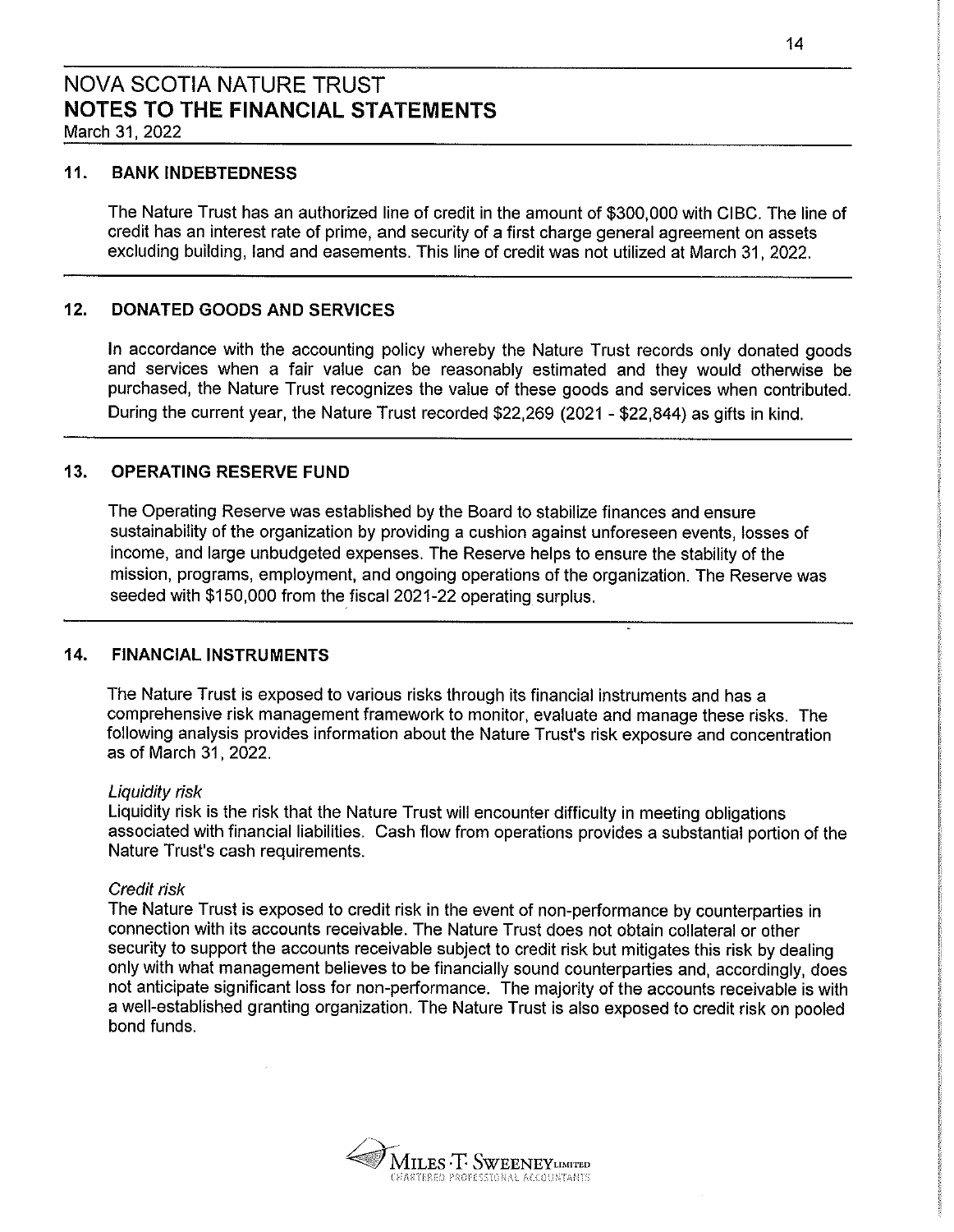# NOVA SCOTIA NATURE TRUST
## NOTES TO THE FINANCIAL STATEMENTS
March 31, 2022

### 11. BANK INDEBTEDNESS

The Nature Trust has an authorized line of credit in the amount of $300,000 with CIBC. The line of credit has an interest rate of prime, and security of a first charge general agreement on assets excluding building, land and easements. This line of credit was not utilized at March 31, 2022.

### 12. DONATED GOODS AND SERVICES

In accordance with the accounting policy whereby the Nature Trust records only donated goods and services when a fair value can be reasonably estimated and they would otherwise be purchased, the Nature Trust recognizes the value of these goods and services when contributed. During the current year, the Nature Trust recorded $22,269 (2021 - $22,844) as gifts in kind.

### 13. OPERATING RESERVE FUND

The Operating Reserve was established by the Board to stabilize finances and ensure sustainability of the organization by providing a cushion against unforeseen events, losses of income, and large unbudgeted expenses. The Reserve helps to ensure the stability of the mission, programs, employment, and ongoing operations of the organization. The Reserve was seeded with $150,000 from the fiscal 2021-22 operating surplus.

### 14. FINANCIAL INSTRUMENTS

The Nature Trust is exposed to various risks through its financial instruments and has a comprehensive risk management framework to monitor, evaluate and manage these risks. The following analysis provides information about the Nature Trust's risk exposure and concentration as of March 31, 2022.

*Liquidity risk*
Liquidity risk is the risk that the Nature Trust will encounter difficulty in meeting obligations associated with financial liabilities. Cash flow from operations provides a substantial portion of the Nature Trust's cash requirements.

*Credit risk*
The Nature Trust is exposed to credit risk in the event of non-performance by counterparties in connection with its accounts receivable. The Nature Trust does not obtain collateral or other security to support the accounts receivable subject to credit risk but mitigates this risk by dealing only with what management believes to be financially sound counterparties and, accordingly, does not anticipate significant loss for non-performance. The majority of the accounts receivable is with a well-established granting organization. The Nature Trust is also exposed to credit risk on pooled bond funds.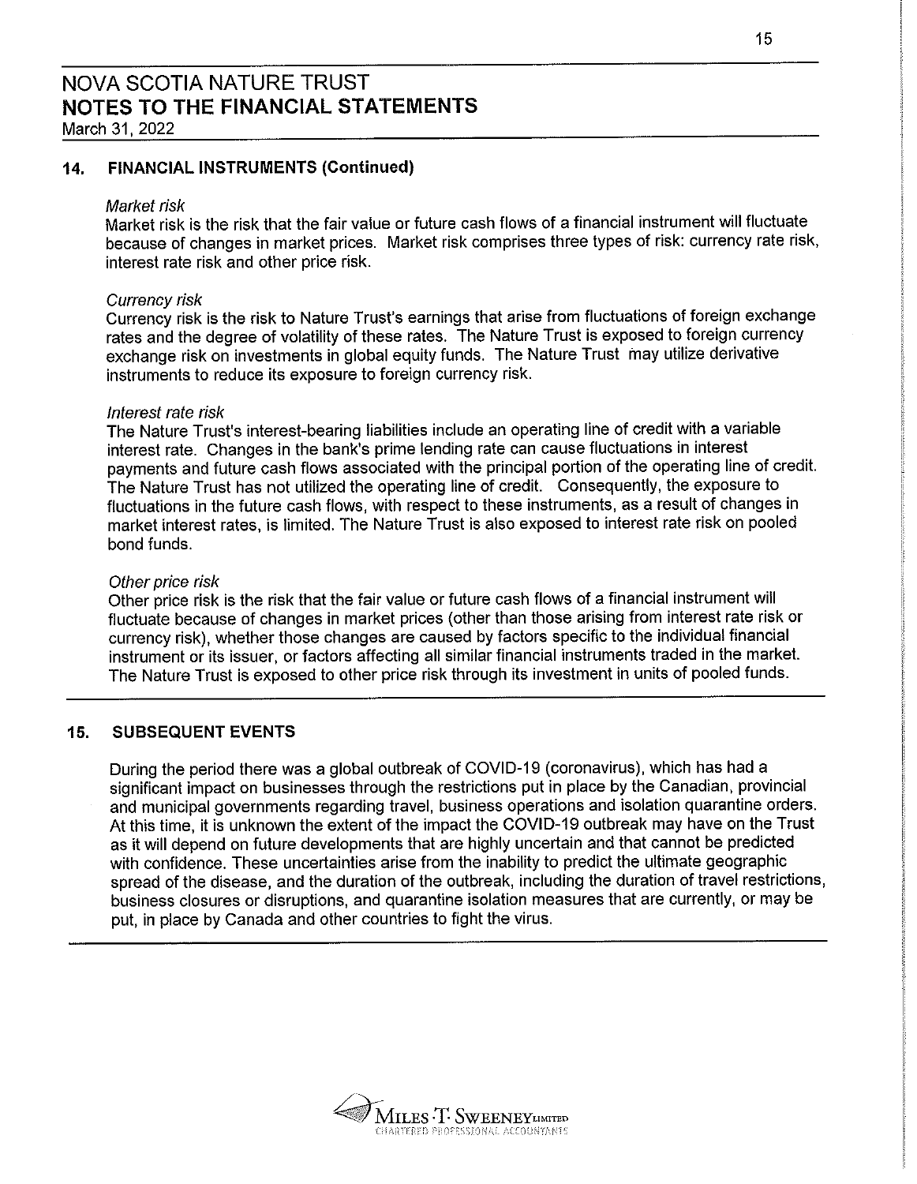# NOVA SCOTIA NATURE TRUST
## NOTES TO THE FINANCIAL STATEMENTS
March 31, 2022

### 14. FINANCIAL INSTRUMENTS (Continued)

*Market risk*
Market risk is the risk that the fair value or future cash flows of a financial instrument will fluctuate because of changes in market prices. Market risk comprises three types of risk: currency rate risk, interest rate risk and other price risk.

*Currency risk*
Currency risk is the risk to Nature Trust's earnings that arise from fluctuations of foreign exchange rates and the degree of volatility of these rates. The Nature Trust is exposed to foreign currency exchange risk on investments in global equity funds. The Nature Trust may utilize derivative instruments to reduce its exposure to foreign currency risk.

*Interest rate risk*
The Nature Trust's interest-bearing liabilities include an operating line of credit with a variable interest rate. Changes in the bank's prime lending rate can cause fluctuations in interest payments and future cash flows associated with the principal portion of the operating line of credit. The Nature Trust has not utilized the operating line of credit. Consequently, the exposure to fluctuations in the future cash flows, with respect to these instruments, as a result of changes in market interest rates, is limited. The Nature Trust is also exposed to interest rate risk on pooled bond funds.

*Other price risk*
Other price risk is the risk that the fair value or future cash flows of a financial instrument will fluctuate because of changes in market prices (other than those arising from interest rate risk or currency risk), whether those changes are caused by factors specific to the individual financial instrument or its issuer, or factors affecting all similar financial instruments traded in the market. The Nature Trust is exposed to other price risk through its investment in units of pooled funds.

### 15. SUBSEQUENT EVENTS

During the period there was a global outbreak of COVID-19 (coronavirus), which has had a significant impact on businesses through the restrictions put in place by the Canadian, provincial and municipal governments regarding travel, business operations and isolation quarantine orders. At this time, it is unknown the extent of the impact the COVID-19 outbreak may have on the Trust as it will depend on future developments that are highly uncertain and that cannot be predicted with confidence. These uncertainties arise from the inability to predict the ultimate geographic spread of the disease, and the duration of the outbreak, including the duration of travel restrictions, business closures or disruptions, and quarantine isolation measures that are currently, or may be put, in place by Canada and other countries to fight the virus.